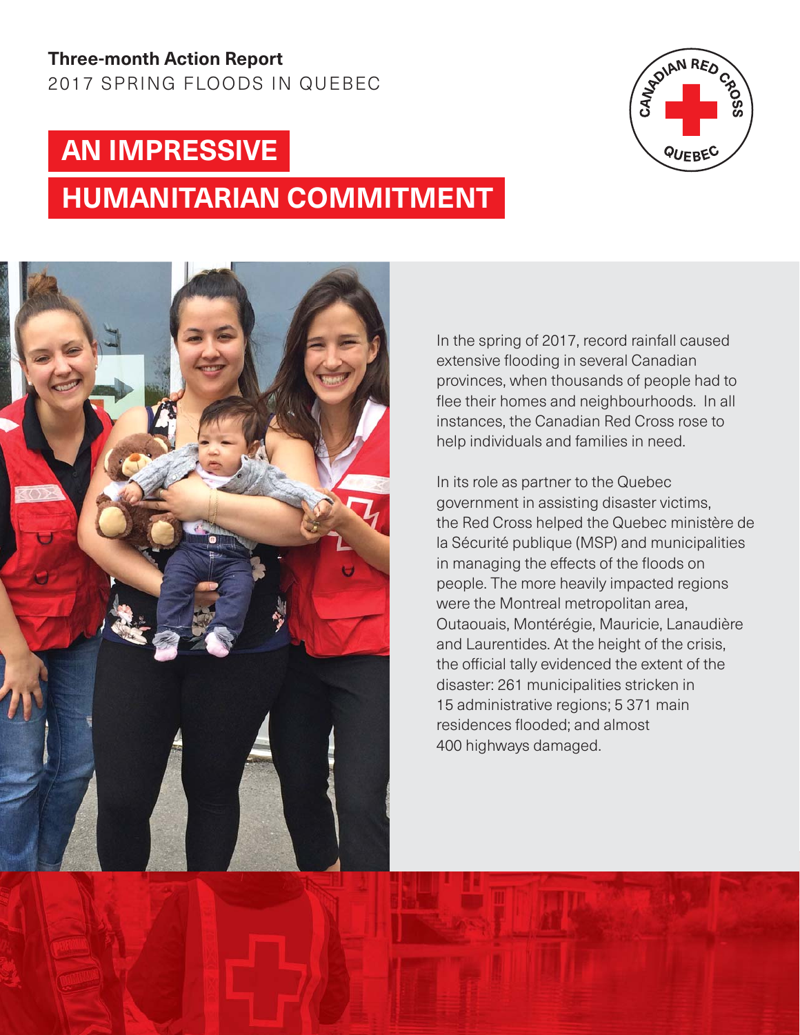**Three-month Action Report**
2017 SPRING FLOODS IN QUEBEC

# AN IMPRESSIVE HUMANITARIAN COMMITMENT

In the spring of 2017, record rainfall caused extensive flooding in several Canadian provinces, when thousands of people had to flee their homes and neighbourhoods. In all instances, the Canadian Red Cross rose to help individuals and families in need.

In its role as partner to the Quebec government in assisting disaster victims, the Red Cross helped the Quebec ministère de la Sécurité publique (MSP) and municipalities in managing the effects of the floods on people. The more heavily impacted regions were the Montreal metropolitan area, Outaouais, Montérégie, Mauricie, Lanaudière and Laurentides. At the height of the crisis, the official tally evidenced the extent of the disaster: 261 municipalities stricken in 15 administrative regions; 5 371 main residences flooded; and almost 400 highways damaged.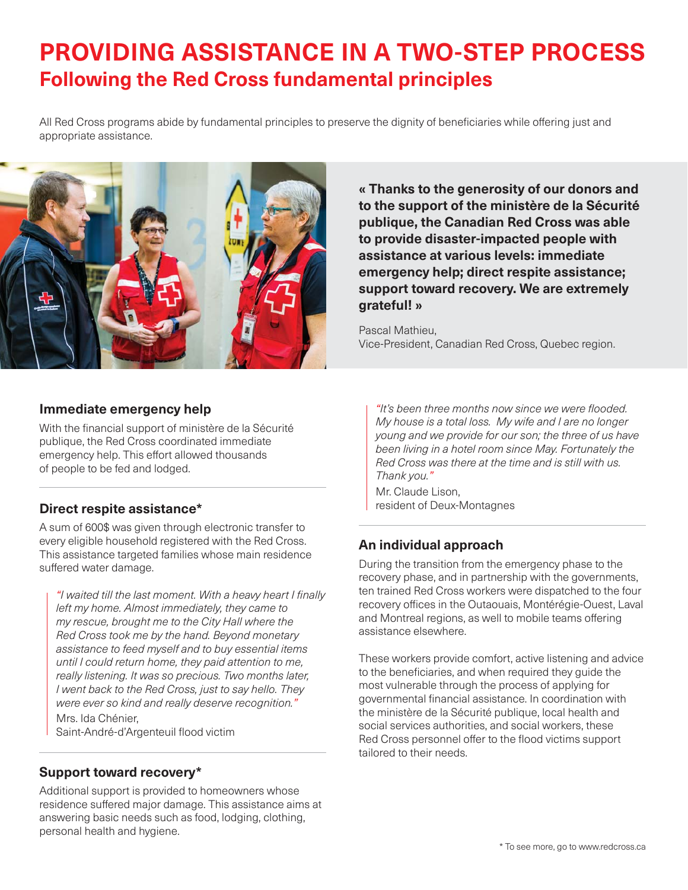# PROVIDING ASSISTANCE IN A TWO-STEP PROCESS

## Following the Red Cross fundamental principles

All Red Cross programs abide by fundamental principles to preserve the dignity of beneficiaries while offering just and appropriate assistance.

**« Thanks to the generosity of our donors and to the support of the ministère de la Sécurité publique, the Canadian Red Cross was able to provide disaster-impacted people with assistance at various levels: immediate emergency help; direct respite assistance; support toward recovery. We are extremely grateful! »**

Pascal Mathieu,
Vice-President, Canadian Red Cross, Quebec region.

### Immediate emergency help

With the financial support of ministère de la Sécurité publique, the Red Cross coordinated immediate emergency help. This effort allowed thousands of people to be fed and lodged.

### Direct respite assistance*

A sum of 600$ was given through electronic transfer to every eligible household registered with the Red Cross. This assistance targeted families whose main residence suffered water damage.

> *"I waited till the last moment. With a heavy heart I finally left my home. Almost immediately, they came to my rescue, brought me to the City Hall where the Red Cross took me by the hand. Beyond monetary assistance to feed myself and to buy essential items until I could return home, they paid attention to me, really listening. It was so precious. Two months later, I went back to the Red Cross, just to say hello. They were ever so kind and really deserve recognition."*
>
> Mrs. Ida Chénier,
> Saint-André-d'Argenteuil flood victim

### Support toward recovery*

Additional support is provided to homeowners whose residence suffered major damage. This assistance aims at answering basic needs such as food, lodging, clothing, personal health and hygiene.

> *"It's been three months now since we were flooded. My house is a total loss. My wife and I are no longer young and we provide for our son; the three of us have been living in a hotel room since May. Fortunately the Red Cross was there at the time and is still with us. Thank you."*
>
> Mr. Claude Lison,
> resident of Deux-Montagnes

### An individual approach

During the transition from the emergency phase to the recovery phase, and in partnership with the governments, ten trained Red Cross workers were dispatched to the four recovery offices in the Outaouais, Montérégie-Ouest, Laval and Montreal regions, as well to mobile teams offering assistance elsewhere.

These workers provide comfort, active listening and advice to the beneficiaries, and when required they guide the most vulnerable through the process of applying for governmental financial assistance. In coordination with the ministère de la Sécurité publique, local health and social services authorities, and social workers, these Red Cross personnel offer to the flood victims support tailored to their needs.

* To see more, go to www.redcross.ca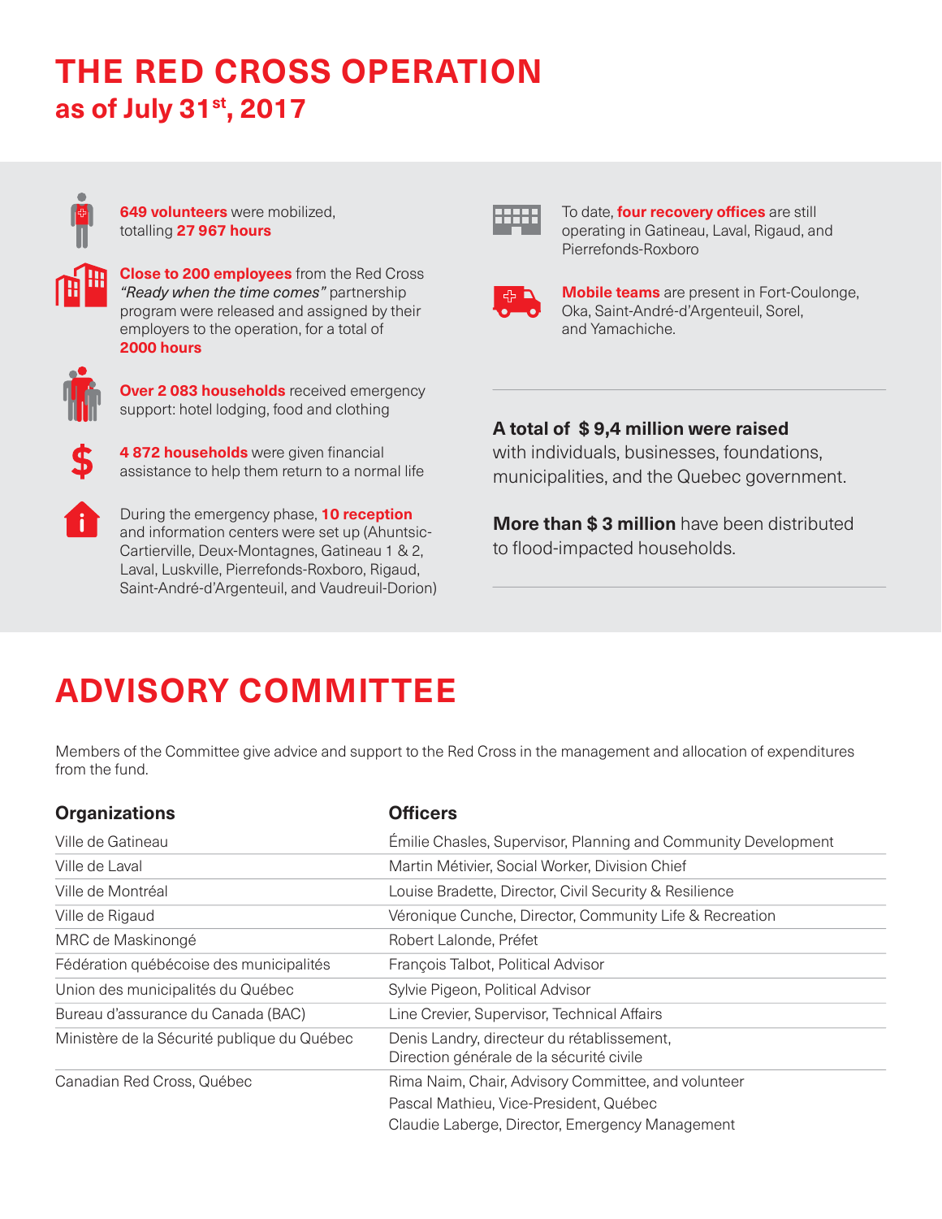# THE RED CROSS OPERATION

## as of July 31st, 2017

**649 volunteers** were mobilized, totalling **27 967 hours**

**Close to 200 employees** from the Red Cross *"Ready when the time comes"* partnership program were released and assigned by their employers to the operation, for a total of **2000 hours**

**Over 2 083 households** received emergency support: hotel lodging, food and clothing

**4 872 households** were given financial assistance to help them return to a normal life

During the emergency phase, **10 reception** and information centers were set up (Ahuntsic-Cartierville, Deux-Montagnes, Gatineau 1 & 2, Laval, Luskville, Pierrefonds-Roxboro, Rigaud, Saint-André-d'Argenteuil, and Vaudreuil-Dorion)

To date, **four recovery offices** are still operating in Gatineau, Laval, Rigaud, and Pierrefonds-Roxboro

**Mobile teams** are present in Fort-Coulonge, Oka, Saint-André-d'Argenteuil, Sorel, and Yamachiche.

**A total of $ 9,4 million were raised** with individuals, businesses, foundations, municipalities, and the Quebec government.

**More than $ 3 million** have been distributed to flood-impacted households.

# ADVISORY COMMITTEE

Members of the Committee give advice and support to the Red Cross in the management and allocation of expenditures from the fund.

| Organizations | Officers |
|---|---|
| Ville de Gatineau | Émilie Chasles, Supervisor, Planning and Community Development |
| Ville de Laval | Martin Métivier, Social Worker, Division Chief |
| Ville de Montréal | Louise Bradette, Director, Civil Security & Resilience |
| Ville de Rigaud | Véronique Cunche, Director, Community Life & Recreation |
| MRC de Maskinongé | Robert Lalonde, Préfet |
| Fédération québécoise des municipalités | François Talbot, Political Advisor |
| Union des municipalités du Québec | Sylvie Pigeon, Political Advisor |
| Bureau d'assurance du Canada (BAC) | Line Crevier, Supervisor, Technical Affairs |
| Ministère de la Sécurité publique du Québec | Denis Landry, directeur du rétablissement, Direction générale de la sécurité civile |
| Canadian Red Cross, Québec | Rima Naim, Chair, Advisory Committee, and volunteer<br>Pascal Mathieu, Vice-President, Québec<br>Claudie Laberge, Director, Emergency Management |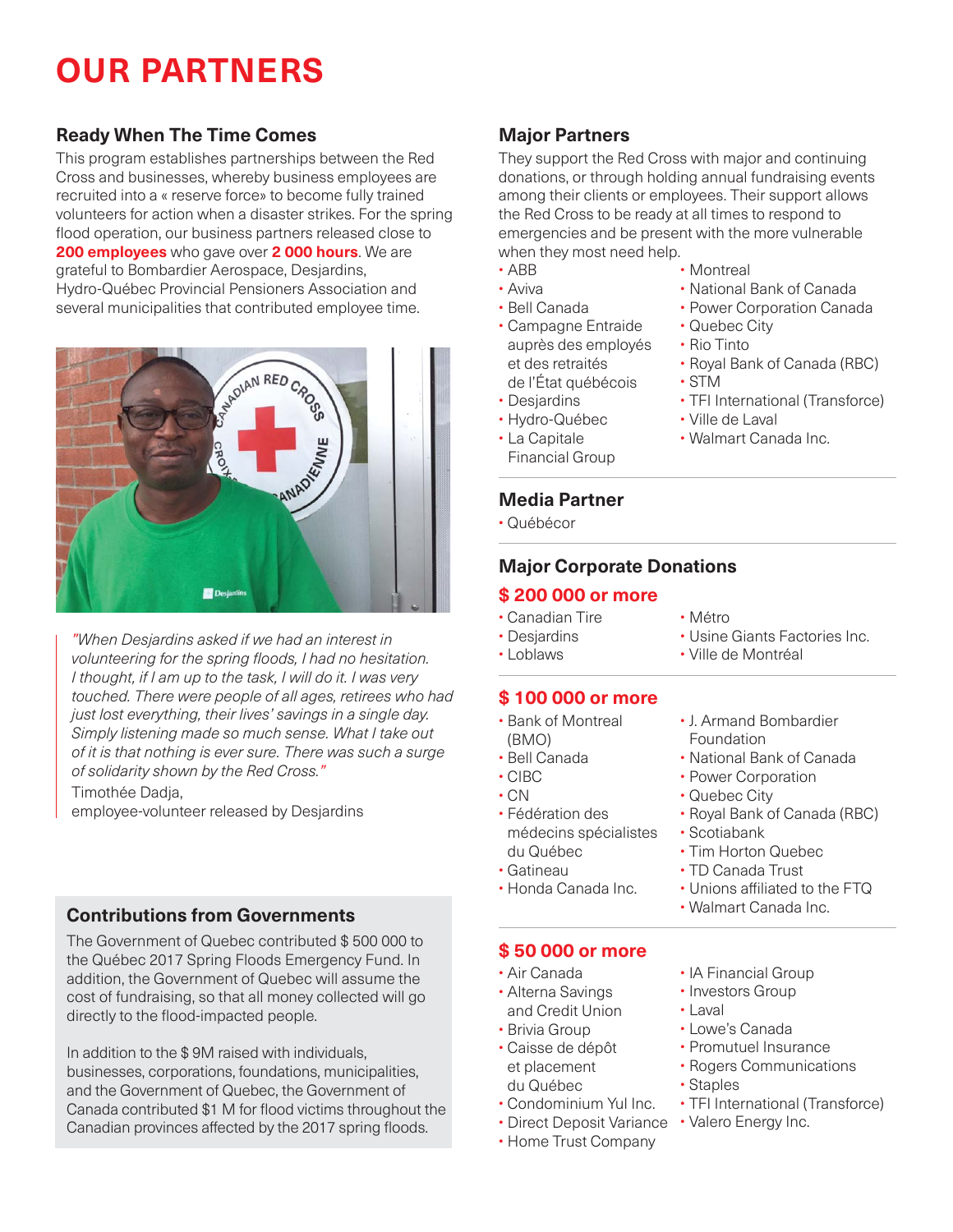# OUR PARTNERS

## Ready When The Time Comes

This program establishes partnerships between the Red Cross and businesses, whereby business employees are recruited into a « reserve force» to become fully trained volunteers for action when a disaster strikes. For the spring flood operation, our business partners released close to **200 employees** who gave over **2 000 hours**. We are grateful to Bombardier Aerospace, Desjardins, Hydro-Québec Provincial Pensioners Association and several municipalities that contributed employee time.

*"When Desjardins asked if we had an interest in volunteering for the spring floods, I had no hesitation. I thought, if I am up to the task, I will do it. I was very touched. There were people of all ages, retirees who had just lost everything, their lives' savings in a single day. Simply listening made so much sense. What I take out of it is that nothing is ever sure. There was such a surge of solidarity shown by the Red Cross."*

Timothée Dadja,
employee-volunteer released by Desjardins

## Contributions from Governments

The Government of Quebec contributed $ 500 000 to the Québec 2017 Spring Floods Emergency Fund. In addition, the Government of Quebec will assume the cost of fundraising, so that all money collected will go directly to the flood-impacted people.

In addition to the $ 9M raised with individuals, businesses, corporations, foundations, municipalities, and the Government of Quebec, the Government of Canada contributed $1 M for flood victims throughout the Canadian provinces affected by the 2017 spring floods.

## Major Partners

They support the Red Cross with major and continuing donations, or through holding annual fundraising events among their clients or employees. Their support allows the Red Cross to be ready at all times to respond to emergencies and be present with the more vulnerable when they most need help.

- ABB
- Aviva
- Bell Canada
- Campagne Entraide auprès des employés et des retraités de l'État québécois
- Desjardins
- Hydro-Québec
- La Capitale Financial Group
- Montreal
- National Bank of Canada
- Power Corporation Canada
- Quebec City
- Rio Tinto
- Royal Bank of Canada (RBC)
- STM
- TFI International (Transforce)
- Ville de Laval
- Walmart Canada Inc.

## Media Partner

- Québécor

## Major Corporate Donations

### $ 200 000 or more

- Canadian Tire
- Desjardins
- Loblaws
- Métro
- Usine Giants Factories Inc.
- Ville de Montréal

### $ 100 000 or more

- Bank of Montreal (BMO)
- Bell Canada
- CIBC
- CN
- Fédération des médecins spécialistes du Québec
- Gatineau
- Honda Canada Inc.
- J. Armand Bombardier Foundation
- National Bank of Canada
- Power Corporation
- Quebec City
- Royal Bank of Canada (RBC)
- Scotiabank
- Tim Horton Quebec
- TD Canada Trust
- Unions affiliated to the FTQ
- Walmart Canada Inc.

### $ 50 000 or more

- Air Canada
- Alterna Savings and Credit Union
- Brivia Group
- Caisse de dépôt et placement du Québec
- Condominium Yul Inc.
- Direct Deposit Variance
- Home Trust Company
- IA Financial Group
- Investors Group
- Laval
- Lowe's Canada
- Promutuel Insurance
- Rogers Communications
- Staples
- TFI International (Transforce)
- Valero Energy Inc.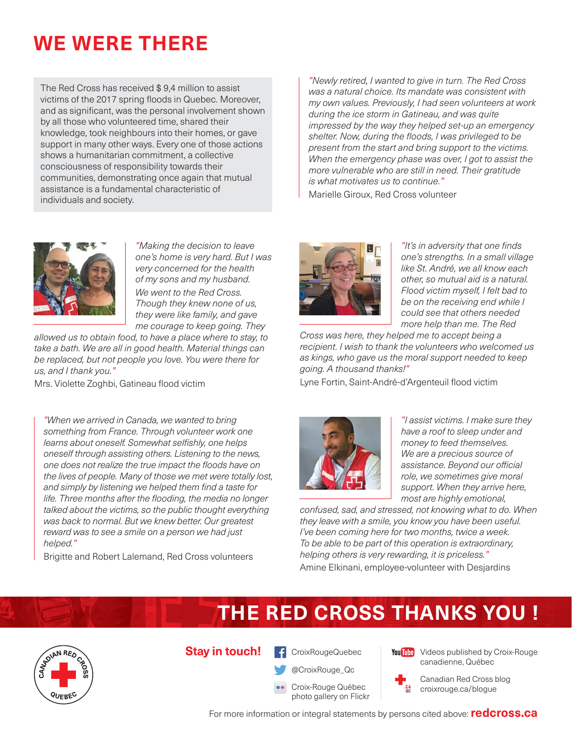# WE WERE THERE

The Red Cross has received $ 9,4 million to assist victims of the 2017 spring floods in Quebec. Moreover, and as significant, was the personal involvement shown by all those who volunteered time, shared their knowledge, took neighbours into their homes, or gave support in many other ways. Every one of those actions shows a humanitarian commitment, a collective consciousness of responsibility towards their communities, demonstrating once again that mutual assistance is a fundamental characteristic of individuals and society.

*"Newly retired, I wanted to give in turn. The Red Cross was a natural choice. Its mandate was consistent with my own values. Previously, I had seen volunteers at work during the ice storm in Gatineau, and was quite impressed by the way they helped set-up an emergency shelter. Now, during the floods, I was privileged to be present from the start and bring support to the victims. When the emergency phase was over, I got to assist the more vulnerable who are still in need. Their gratitude is what motivates us to continue."*

Marielle Giroux, Red Cross volunteer

*"Making the decision to leave one's home is very hard. But I was very concerned for the health of my sons and my husband. We went to the Red Cross. Though they knew none of us, they were like family, and gave me courage to keep going. They allowed us to obtain food, to have a place where to stay, to take a bath. We are all in good health. Material things can be replaced, but not people you love. You were there for us, and I thank you."*

Mrs. Violette Zoghbi, Gatineau flood victim

*"It's in adversity that one finds one's strengths. In a small village like St. André, we all know each other, so mutual aid is a natural. Flood victim myself, I felt bad to be on the receiving end while I could see that others needed more help than me. The Red Cross was here, they helped me to accept being a recipient. I wish to thank the volunteers who welcomed us as kings, who gave us the moral support needed to keep going. A thousand thanks!"*

Lyne Fortin, Saint-André-d'Argenteuil flood victim

*"When we arrived in Canada, we wanted to bring something from France. Through volunteer work one learns about oneself. Somewhat selfishly, one helps oneself through assisting others. Listening to the news, one does not realize the true impact the floods have on the lives of people. Many of those we met were totally lost, and simply by listening we helped them find a taste for life. Three months after the flooding, the media no longer talked about the victims, so the public thought everything was back to normal. But we knew better. Our greatest reward was to see a smile on a person we had just helped."*

Brigitte and Robert Lalemand, Red Cross volunteers

*"I assist victims. I make sure they have a roof to sleep under and money to feed themselves. We are a precious source of assistance. Beyond our official role, we sometimes give moral support. When they arrive here, most are highly emotional, confused, sad, and stressed, not knowing what to do. When they leave with a smile, you know you have been useful. I've been coming here for two months, twice a week. To be able to be part of this operation is extraordinary, helping others is very rewarding, it is priceless."*

Amine Elkinani, employee-volunteer with Desjardins

## THE RED CROSS THANKS YOU !

**Stay in touch!**

- CroixRougeQuebec
- @CroixRouge_Qc
- Croix-Rouge Québec photo gallery on Flickr
- Videos published by Croix-Rouge canadienne, Québec
- Canadian Red Cross blog croixrouge.ca/blogue

For more information or integral statements by persons cited above: **redcross.ca**